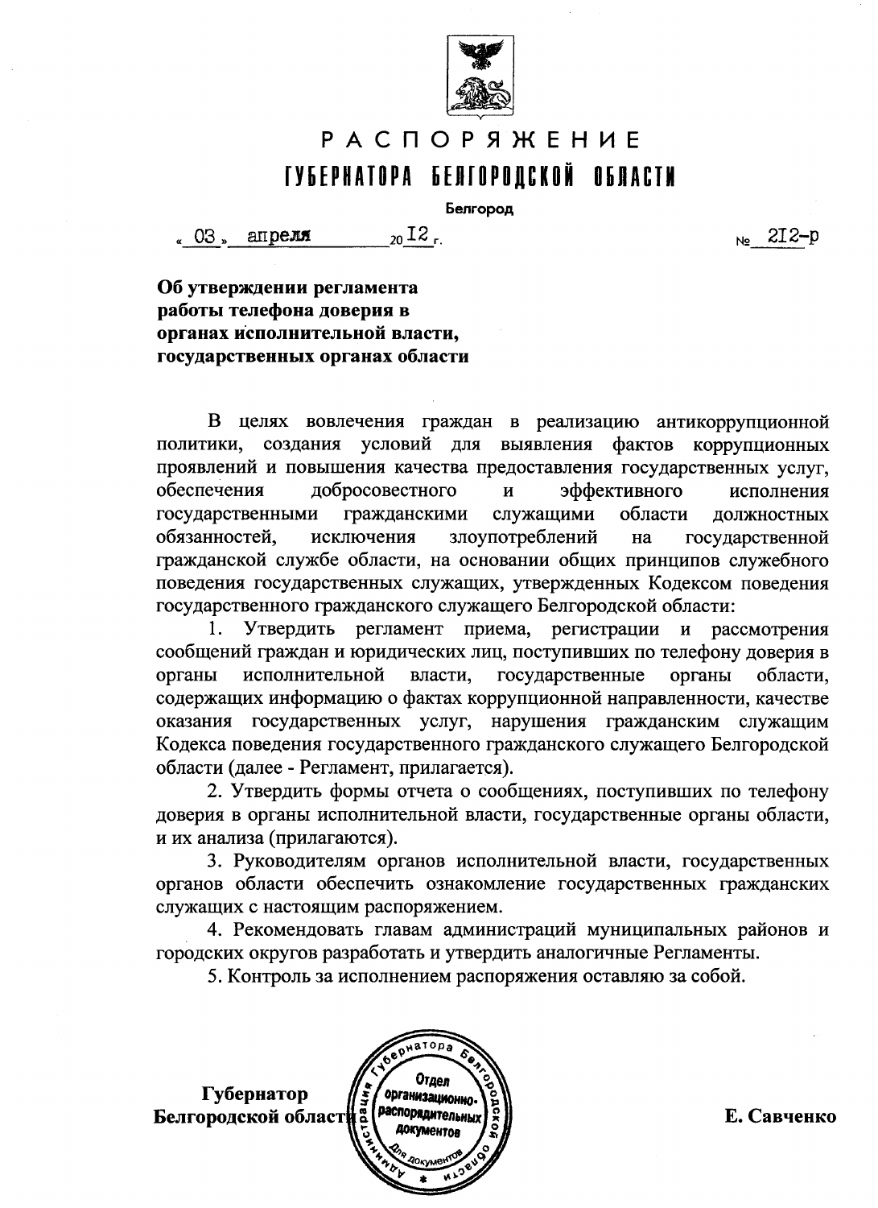# РАСПОРЯЖЕНИЕ
# ГУБЕРНАТОРА БЕЛГОРОДСКОЙ ОБЛАСТИ

Белгород

« 03 » апреля 2012 г. № 212-р

**Об утверждении регламента работы телефона доверия в органах исполнительной власти, государственных органах области**

В целях вовлечения граждан в реализацию антикоррупционной политики, создания условий для выявления фактов коррупционных проявлений и повышения качества предоставления государственных услуг, обеспечения добросовестного и эффективного исполнения государственными гражданскими служащими области должностных обязанностей, исключения злоупотреблений на государственной гражданской службе области, на основании общих принципов служебного поведения государственных служащих, утвержденных Кодексом поведения государственного гражданского служащего Белгородской области:

1. Утвердить регламент приема, регистрации и рассмотрения сообщений граждан и юридических лиц, поступивших по телефону доверия в органы исполнительной власти, государственные органы области, содержащих информацию о фактах коррупционной направленности, качестве оказания государственных услуг, нарушения гражданским служащим Кодекса поведения государственного гражданского служащего Белгородской области (далее - Регламент, прилагается).

2. Утвердить формы отчета о сообщениях, поступивших по телефону доверия в органы исполнительной власти, государственные органы области, и их анализа (прилагаются).

3. Руководителям органов исполнительной власти, государственных органов области обеспечить ознакомление государственных гражданских служащих с настоящим распоряжением.

4. Рекомендовать главам администраций муниципальных районов и городских округов разработать и утвердить аналогичные Регламенты.

5. Контроль за исполнением распоряжения оставляю за собой.

**Губернатор Белгородской области** **Е. Савченко**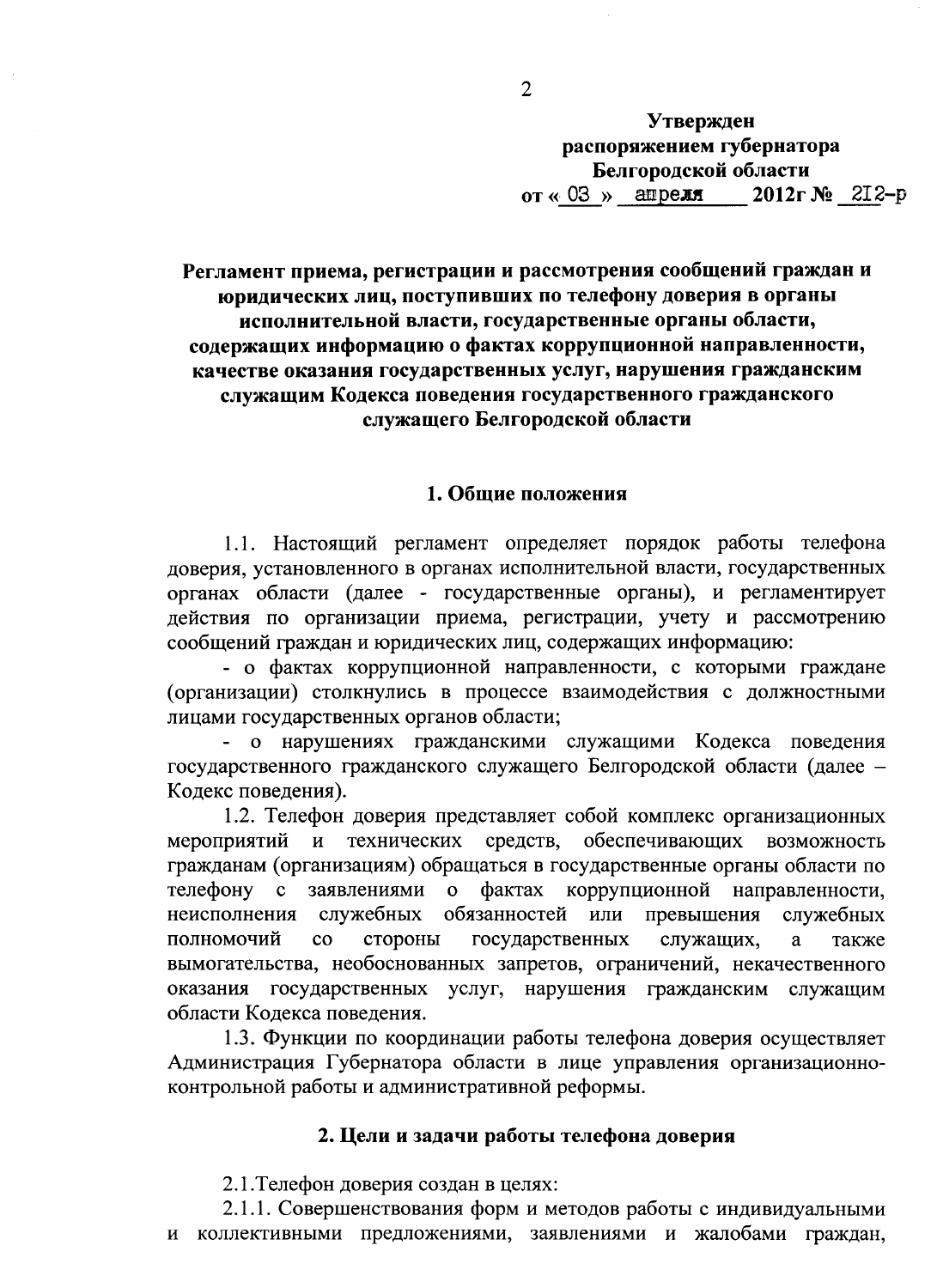**Утвержден**
**распоряжением губернатора**
**Белгородской области**
**от « 03 » апреля 2012г № 212-р**

## Регламент приема, регистрации и рассмотрения сообщений граждан и юридических лиц, поступивших по телефону доверия в органы исполнительной власти, государственные органы области, содержащих информацию о фактах коррупционной направленности, качестве оказания государственных услуг, нарушения гражданским служащим Кодекса поведения государственного гражданского служащего Белгородской области

### 1. Общие положения

1.1. Настоящий регламент определяет порядок работы телефона доверия, установленного в органах исполнительной власти, государственных органах области (далее - государственные органы), и регламентирует действия по организации приема, регистрации, учету и рассмотрению сообщений граждан и юридических лиц, содержащих информацию:

- о фактах коррупционной направленности, с которыми граждане (организации) столкнулись в процессе взаимодействия с должностными лицами государственных органов области;
- о нарушениях гражданскими служащими Кодекса поведения государственного гражданского служащего Белгородской области (далее – Кодекс поведения).

1.2. Телефон доверия представляет собой комплекс организационных мероприятий и технических средств, обеспечивающих возможность гражданам (организациям) обращаться в государственные органы области по телефону с заявлениями о фактах коррупционной направленности, неисполнения служебных обязанностей или превышения служебных полномочий со стороны государственных служащих, а также вымогательства, необоснованных запретов, ограничений, некачественного оказания государственных услуг, нарушения гражданским служащим области Кодекса поведения.

1.3. Функции по координации работы телефона доверия осуществляет Администрация Губернатора области в лице управления организационно-контрольной работы и административной реформы.

### 2. Цели и задачи работы телефона доверия

2.1.Телефон доверия создан в целях:

2.1.1. Совершенствования форм и методов работы с индивидуальными и коллективными предложениями, заявлениями и жалобами граждан,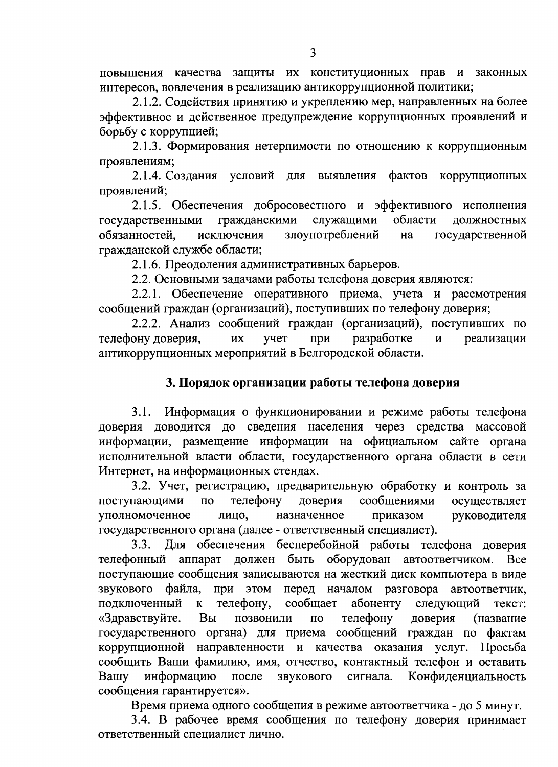повышения качества защиты их конституционных прав и законных интересов, вовлечения в реализацию антикоррупционной политики;

2.1.2. Содействия принятию и укреплению мер, направленных на более эффективное и действенное предупреждение коррупционных проявлений и борьбу с коррупцией;

2.1.3. Формирования нетерпимости по отношению к коррупционным проявлениям;

2.1.4. Создания условий для выявления фактов коррупционных проявлений;

2.1.5. Обеспечения добросовестного и эффективного исполнения государственными гражданскими служащими области должностных обязанностей, исключения злоупотреблений на государственной гражданской службе области;

2.1.6. Преодоления административных барьеров.

2.2. Основными задачами работы телефона доверия являются:

2.2.1. Обеспечение оперативного приема, учета и рассмотрения сообщений граждан (организаций), поступивших по телефону доверия;

2.2.2. Анализ сообщений граждан (организаций), поступивших по телефону доверия, их учет при разработке и реализации антикоррупционных мероприятий в Белгородской области.

## 3. Порядок организации работы телефона доверия

3.1. Информация о функционировании и режиме работы телефона доверия доводится до сведения населения через средства массовой информации, размещение информации на официальном сайте органа исполнительной власти области, государственного органа области в сети Интернет, на информационных стендах.

3.2. Учет, регистрацию, предварительную обработку и контроль за поступающими по телефону доверия сообщениями осуществляет уполномоченное лицо, назначенное приказом руководителя государственного органа (далее - ответственный специалист).

3.3. Для обеспечения бесперебойной работы телефона доверия телефонный аппарат должен быть оборудован автоответчиком. Все поступающие сообщения записываются на жесткий диск компьютера в виде звукового файла, при этом перед началом разговора автоответчик, подключенный к телефону, сообщает абоненту следующий текст: «Здравствуйте. Вы позвонили по телефону доверия (название государственного органа) для приема сообщений граждан по фактам коррупционной направленности и качества оказания услуг. Просьба сообщить Ваши фамилию, имя, отчество, контактный телефон и оставить Вашу информацию после звукового сигнала. Конфиденциальность сообщения гарантируется».

Время приема одного сообщения в режиме автоответчика - до 5 минут.

3.4. В рабочее время сообщения по телефону доверия принимает ответственный специалист лично.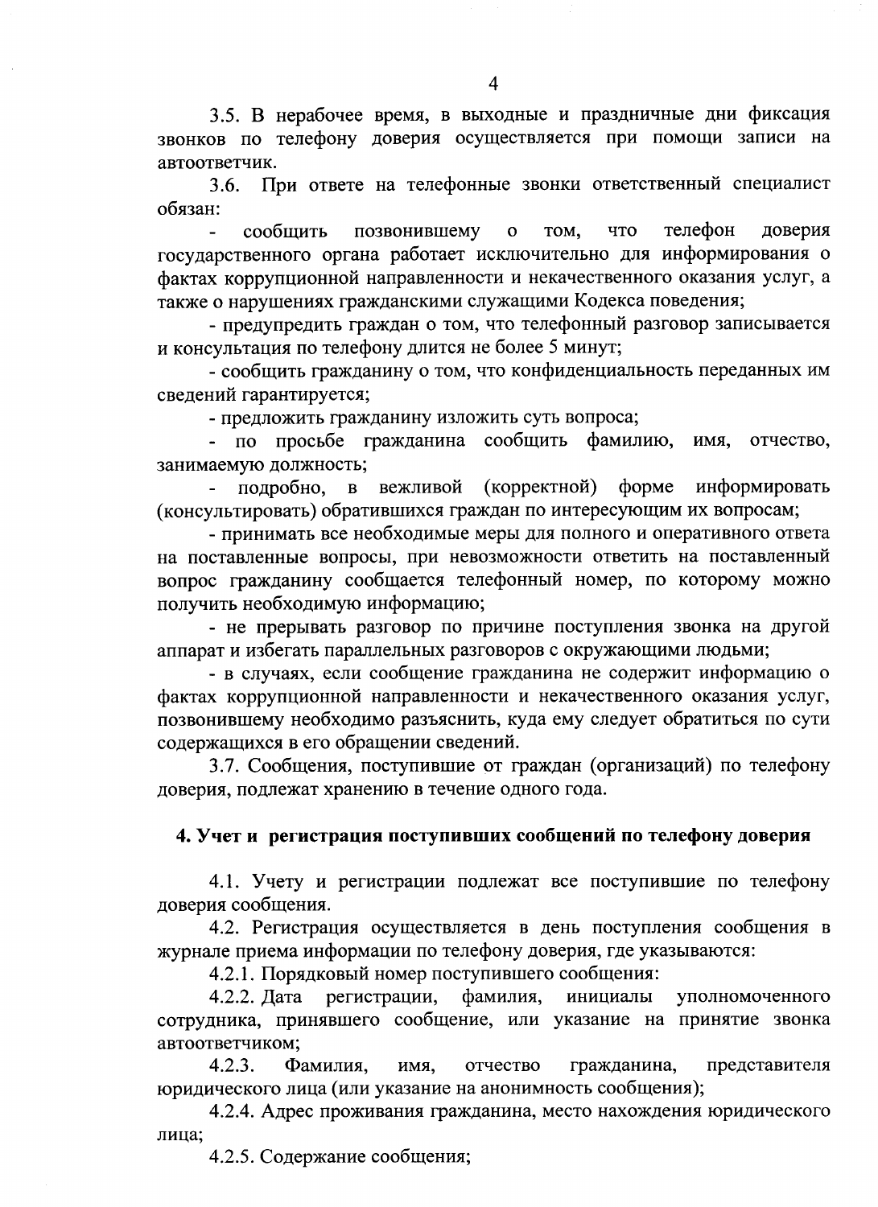3.5. В нерабочее время, в выходные и праздничные дни фиксация звонков по телефону доверия осуществляется при помощи записи на автоответчик.

3.6. При ответе на телефонные звонки ответственный специалист обязан:

- сообщить позвонившему о том, что телефон доверия государственного органа работает исключительно для информирования о фактах коррупционной направленности и некачественного оказания услуг, а также о нарушениях гражданскими служащими Кодекса поведения;
- предупредить граждан о том, что телефонный разговор записывается и консультация по телефону длится не более 5 минут;
- сообщить гражданину о том, что конфиденциальность переданных им сведений гарантируется;
- предложить гражданину изложить суть вопроса;
- по просьбе гражданина сообщить фамилию, имя, отчество, занимаемую должность;
- подробно, в вежливой (корректной) форме информировать (консультировать) обратившихся граждан по интересующим их вопросам;
- принимать все необходимые меры для полного и оперативного ответа на поставленные вопросы, при невозможности ответить на поставленный вопрос гражданину сообщается телефонный номер, по которому можно получить необходимую информацию;
- не прерывать разговор по причине поступления звонка на другой аппарат и избегать параллельных разговоров с окружающими людьми;
- в случаях, если сообщение гражданина не содержит информацию о фактах коррупционной направленности и некачественного оказания услуг, позвонившему необходимо разъяснить, куда ему следует обратиться по сути содержащихся в его обращении сведений.

3.7. Сообщения, поступившие от граждан (организаций) по телефону доверия, подлежат хранению в течение одного года.

## 4. Учет и регистрация поступивших сообщений по телефону доверия

4.1. Учету и регистрации подлежат все поступившие по телефону доверия сообщения.

4.2. Регистрация осуществляется в день поступления сообщения в журнале приема информации по телефону доверия, где указываются:

4.2.1. Порядковый номер поступившего сообщения:

4.2.2. Дата регистрации, фамилия, инициалы уполномоченного сотрудника, принявшего сообщение, или указание на принятие звонка автоответчиком;

4.2.3. Фамилия, имя, отчество гражданина, представителя юридического лица (или указание на анонимность сообщения);

4.2.4. Адрес проживания гражданина, место нахождения юридического лица;

4.2.5. Содержание сообщения;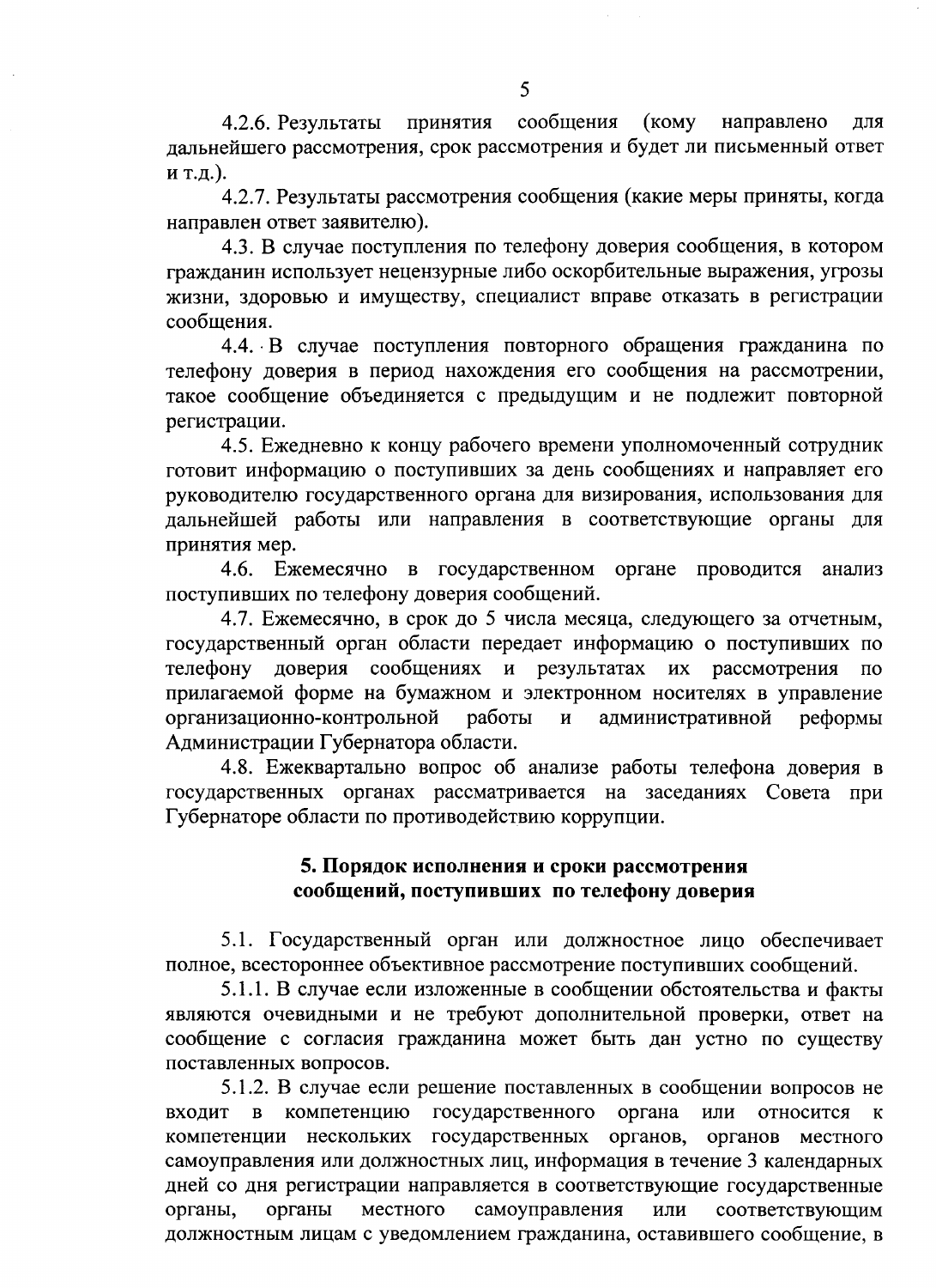4.2.6. Результаты принятия сообщения (кому направлено для дальнейшего рассмотрения, срок рассмотрения и будет ли письменный ответ и т.д.).

4.2.7. Результаты рассмотрения сообщения (какие меры приняты, когда направлен ответ заявителю).

4.3. В случае поступления по телефону доверия сообщения, в котором гражданин использует нецензурные либо оскорбительные выражения, угрозы жизни, здоровью и имуществу, специалист вправе отказать в регистрации сообщения.

4.4. В случае поступления повторного обращения гражданина по телефону доверия в период нахождения его сообщения на рассмотрении, такое сообщение объединяется с предыдущим и не подлежит повторной регистрации.

4.5. Ежедневно к концу рабочего времени уполномоченный сотрудник готовит информацию о поступивших за день сообщениях и направляет его руководителю государственного органа для визирования, использования для дальнейшей работы или направления в соответствующие органы для принятия мер.

4.6. Ежемесячно в государственном органе проводится анализ поступивших по телефону доверия сообщений.

4.7. Ежемесячно, в срок до 5 числа месяца, следующего за отчетным, государственный орган области передает информацию о поступивших по телефону доверия сообщениях и результатах их рассмотрения по прилагаемой форме на бумажном и электронном носителях в управление организационно-контрольной работы и административной реформы Администрации Губернатора области.

4.8. Ежеквартально вопрос об анализе работы телефона доверия в государственных органах рассматривается на заседаниях Совета при Губернаторе области по противодействию коррупции.

## 5. Порядок исполнения и сроки рассмотрения сообщений, поступивших по телефону доверия

5.1. Государственный орган или должностное лицо обеспечивает полное, всестороннее объективное рассмотрение поступивших сообщений.

5.1.1. В случае если изложенные в сообщении обстоятельства и факты являются очевидными и не требуют дополнительной проверки, ответ на сообщение с согласия гражданина может быть дан устно по существу поставленных вопросов.

5.1.2. В случае если решение поставленных в сообщении вопросов не входит в компетенцию государственного органа или относится к компетенции нескольких государственных органов, органов местного самоуправления или должностных лиц, информация в течение 3 календарных дней со дня регистрации направляется в соответствующие государственные органы, органы местного самоуправления или соответствующим должностным лицам с уведомлением гражданина, оставившего сообщение, в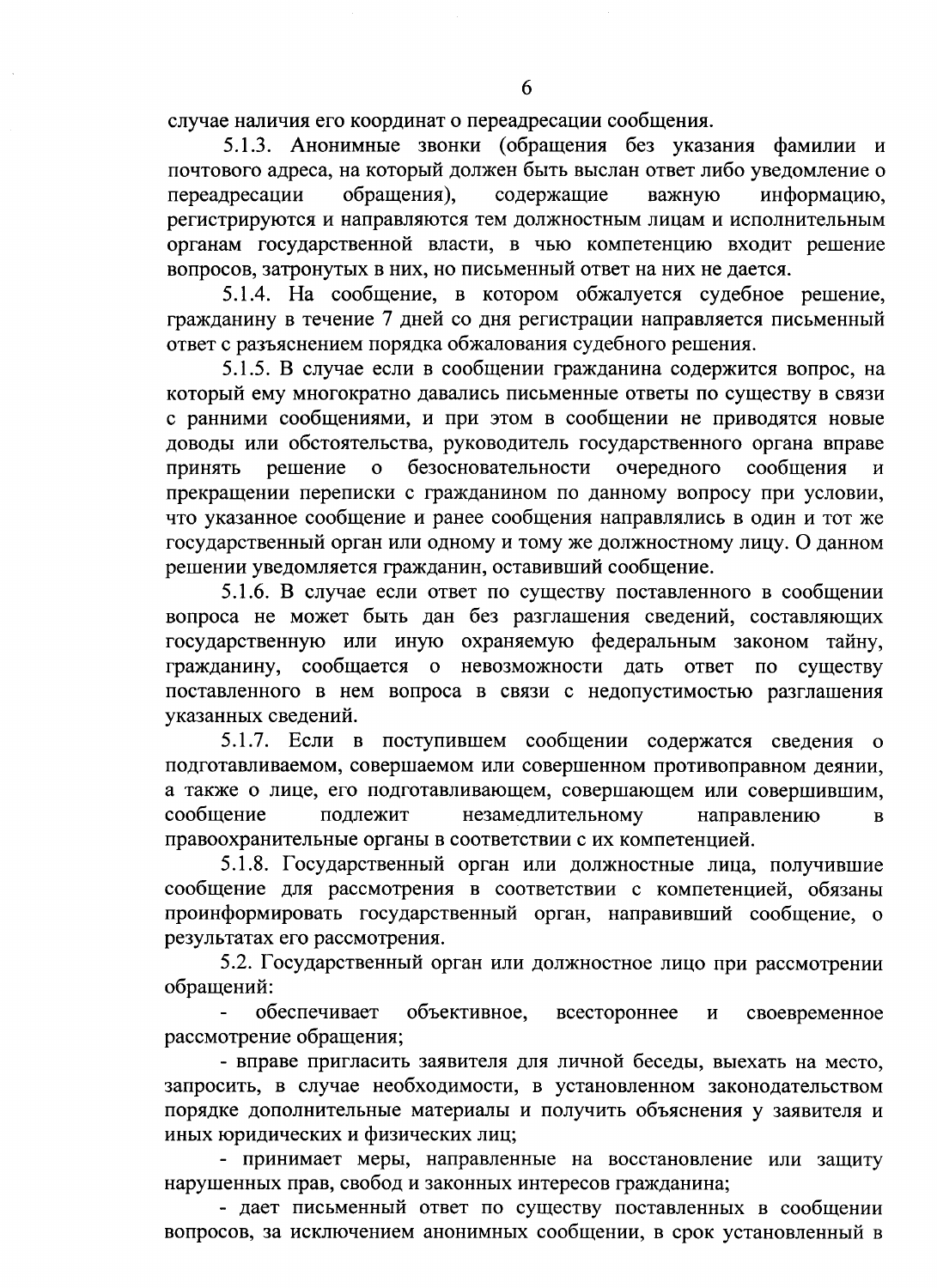случае наличия его координат о переадресации сообщения.

5.1.3. Анонимные звонки (обращения без указания фамилии и почтового адреса, на который должен быть выслан ответ либо уведомление о переадресации обращения), содержащие важную информацию, регистрируются и направляются тем должностным лицам и исполнительным органам государственной власти, в чью компетенцию входит решение вопросов, затронутых в них, но письменный ответ на них не дается.

5.1.4. На сообщение, в котором обжалуется судебное решение, гражданину в течение 7 дней со дня регистрации направляется письменный ответ с разъяснением порядка обжалования судебного решения.

5.1.5. В случае если в сообщении гражданина содержится вопрос, на который ему многократно давались письменные ответы по существу в связи с ранними сообщениями, и при этом в сообщении не приводятся новые доводы или обстоятельства, руководитель государственного органа вправе принять решение о безосновательности очередного сообщения и прекращении переписки с гражданином по данному вопросу при условии, что указанное сообщение и ранее сообщения направлялись в один и тот же государственный орган или одному и тому же должностному лицу. О данном решении уведомляется гражданин, оставивший сообщение.

5.1.6. В случае если ответ по существу поставленного в сообщении вопроса не может быть дан без разглашения сведений, составляющих государственную или иную охраняемую федеральным законом тайну, гражданину, сообщается о невозможности дать ответ по существу поставленного в нем вопроса в связи с недопустимостью разглашения указанных сведений.

5.1.7. Если в поступившем сообщении содержатся сведения о подготавливаемом, совершаемом или совершенном противоправном деянии, а также о лице, его подготавливающем, совершающем или совершившим, сообщение подлежит незамедлительному направлению в правоохранительные органы в соответствии с их компетенцией.

5.1.8. Государственный орган или должностные лица, получившие сообщение для рассмотрения в соответствии с компетенцией, обязаны проинформировать государственный орган, направивший сообщение, о результатах его рассмотрения.

5.2. Государственный орган или должностное лицо при рассмотрении обращений:

- обеспечивает объективное, всестороннее и своевременное рассмотрение обращения;
- вправе пригласить заявителя для личной беседы, выехать на место, запросить, в случае необходимости, в установленном законодательством порядке дополнительные материалы и получить объяснения у заявителя и иных юридических и физических лиц;
- принимает меры, направленные на восстановление или защиту нарушенных прав, свобод и законных интересов гражданина;
- дает письменный ответ по существу поставленных в сообщении вопросов, за исключением анонимных сообщении, в срок установленный в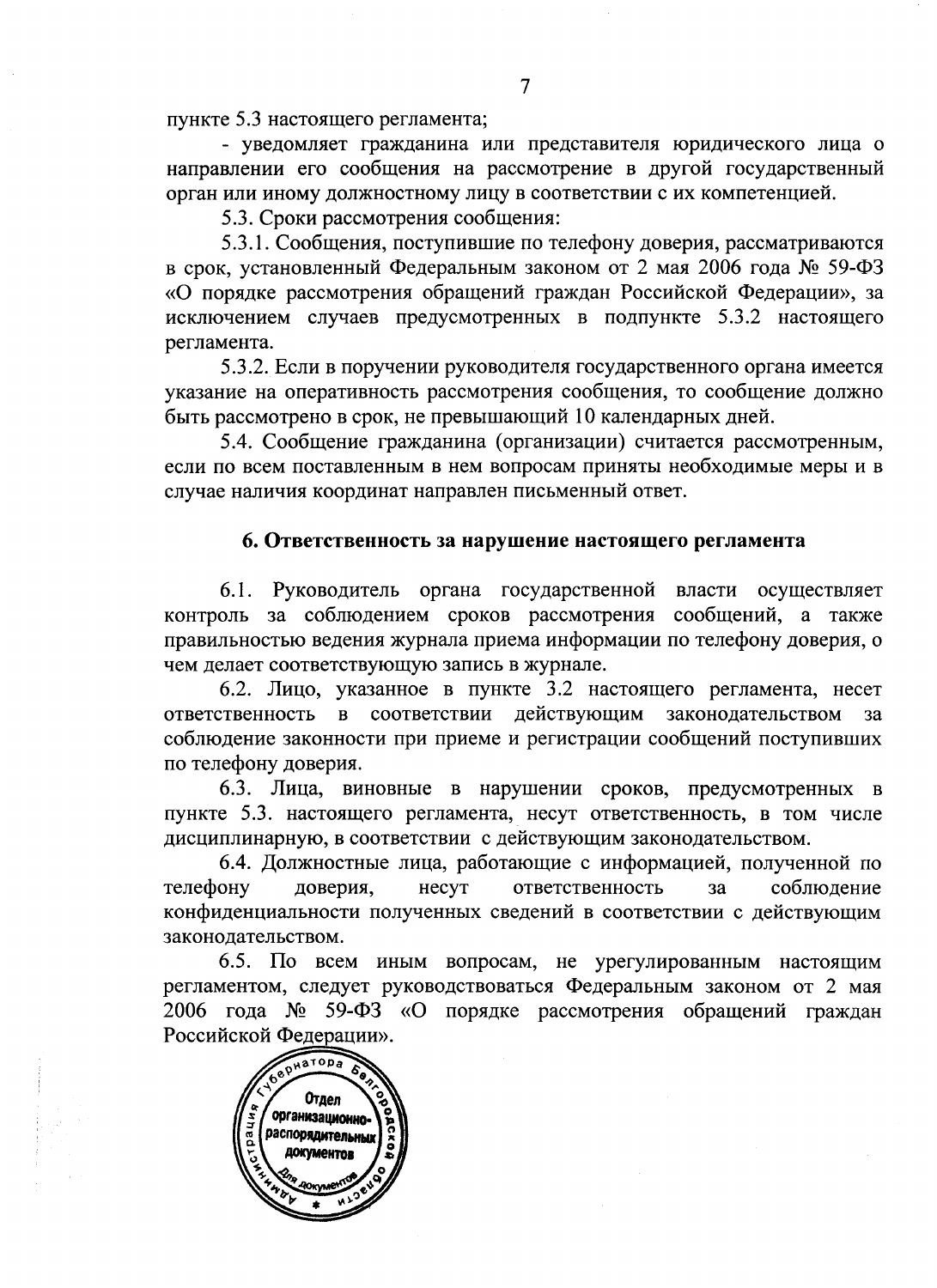пункте 5.3 настоящего регламента;

- уведомляет гражданина или представителя юридического лица о направлении его сообщения на рассмотрение в другой государственный орган или иному должностному лицу в соответствии с их компетенцией.

5.3. Сроки рассмотрения сообщения:

5.3.1. Сообщения, поступившие по телефону доверия, рассматриваются в срок, установленный Федеральным законом от 2 мая 2006 года № 59-ФЗ «О порядке рассмотрения обращений граждан Российской Федерации», за исключением случаев предусмотренных в подпункте 5.3.2 настоящего регламента.

5.3.2. Если в поручении руководителя государственного органа имеется указание на оперативность рассмотрения сообщения, то сообщение должно быть рассмотрено в срок, не превышающий 10 календарных дней.

5.4. Сообщение гражданина (организации) считается рассмотренным, если по всем поставленным в нем вопросам приняты необходимые меры и в случае наличия координат направлен письменный ответ.

## 6. Ответственность за нарушение настоящего регламента

6.1. Руководитель органа государственной власти осуществляет контроль за соблюдением сроков рассмотрения сообщений, а также правильностью ведения журнала приема информации по телефону доверия, о чем делает соответствующую запись в журнале.

6.2. Лицо, указанное в пункте 3.2 настоящего регламента, несет ответственность в соответствии действующим законодательством за соблюдение законности при приеме и регистрации сообщений поступивших по телефону доверия.

6.3. Лица, виновные в нарушении сроков, предусмотренных в пункте 5.3. настоящего регламента, несут ответственность, в том числе дисциплинарную, в соответствии с действующим законодательством.

6.4. Должностные лица, работающие с информацией, полученной по телефону доверия, несут ответственность за соблюдение конфиденциальности полученных сведений в соответствии с действующим законодательством.

6.5. По всем иным вопросам, не урегулированным настоящим регламентом, следует руководствоваться Федеральным законом от 2 мая 2006 года № 59-ФЗ «О порядке рассмотрения обращений граждан Российской Федерации».

Администрация Губернатора Белгородской области
Отдел организационно-распорядительных документов
Для документов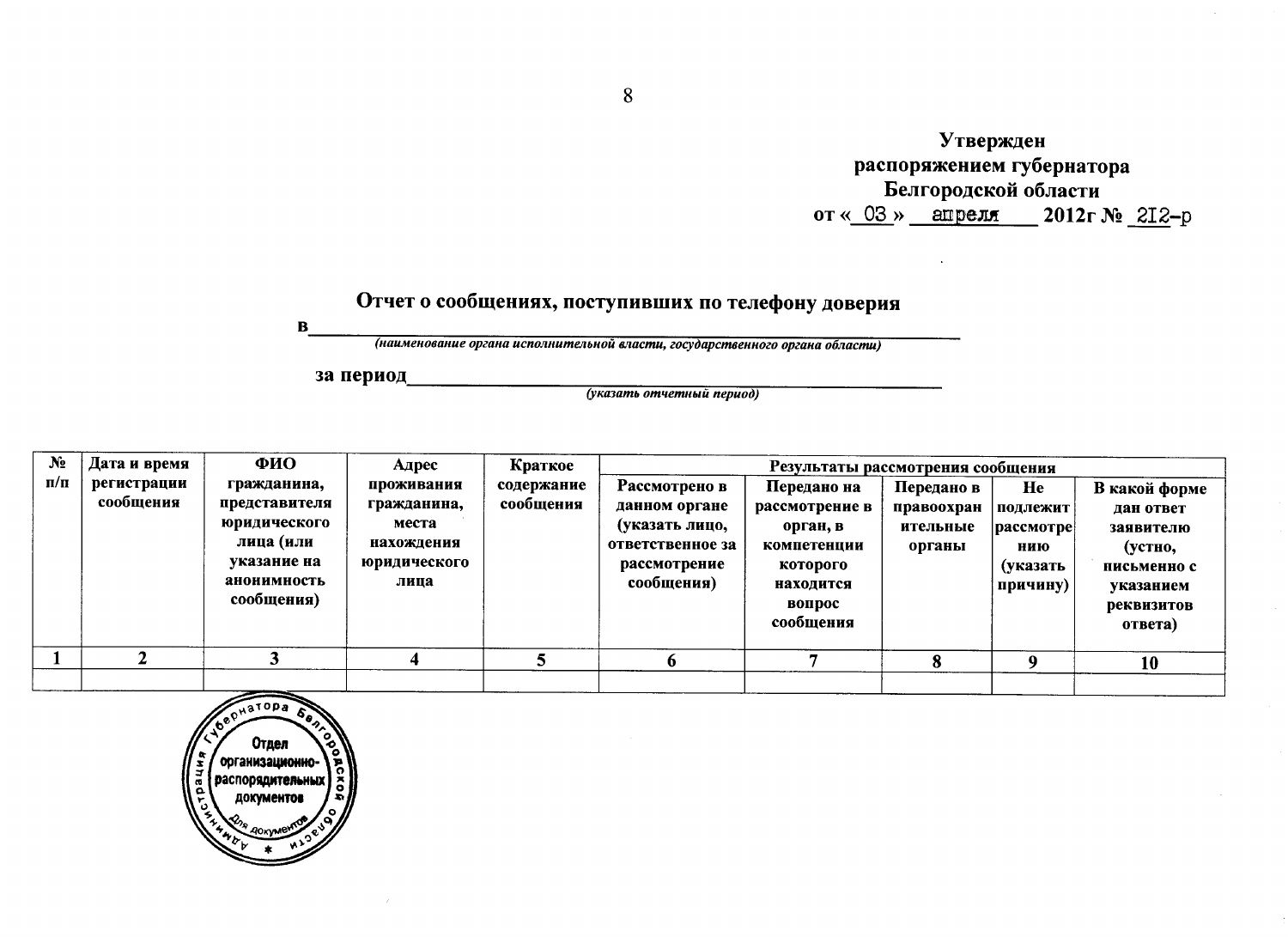**Утвержден**
**распоряжением губернатора**
**Белгородской области**
**от « 03 » апреля 2012г № 212-р**

## Отчет о сообщениях, поступивших по телефону доверия

**в** ________________________________________________
*(наименование органа исполнительной власти, государственного органа области)*

**за период** ________________________________________________
*(указать отчетный период)*

| № п/п | Дата и время регистрации сообщения | ФИО гражданина, представителя юридического лица (или указание на анонимность сообщения) | Адрес проживания гражданина, места нахождения юридического лица | Краткое содержание сообщения | Результаты рассмотрения сообщения | | | | |
|---|---|---|---|---|---|---|---|---|---|
| | | | | | Рассмотрено в данном органе (указать лицо, ответственное за рассмотрение сообщения) | Передано на рассмотрение в орган, в компетенции которого находится вопрос сообщения | Передано в правоохранительные органы | Не подлежит рассмотрению (указать причину) | В какой форме дан ответ заявителю (устно, письменно с указанием реквизитов ответа) |
| 1 | 2 | 3 | 4 | 5 | 6 | 7 | 8 | 9 | 10 |
| | | | | | | | | | |

Администрация Губернатора Белгородской области
Отдел организационно-распорядительных документов
Для документов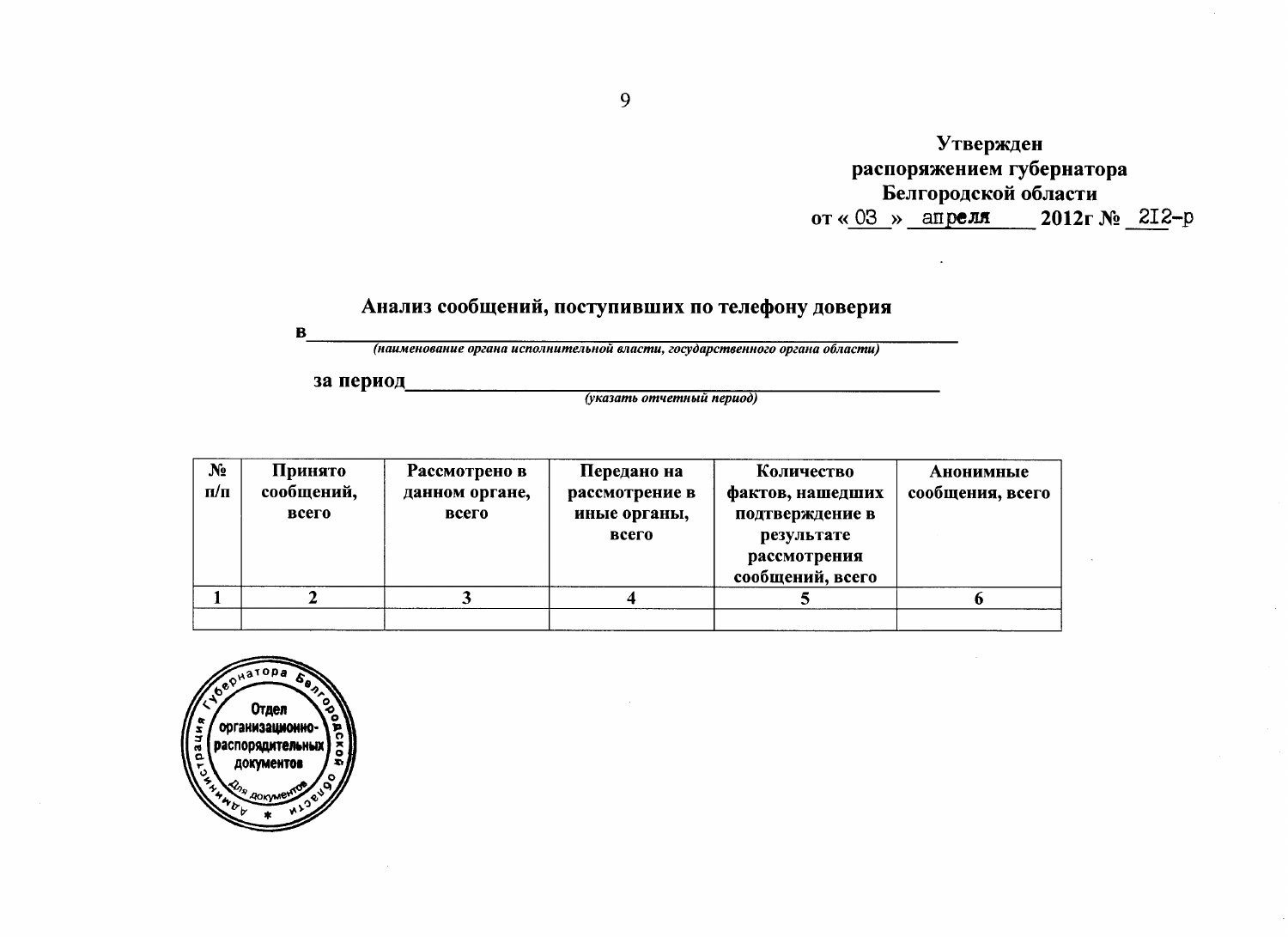**Утвержден**
**распоряжением губернатора**
**Белгородской области**
**от « 03 » апреля 2012г № 212-р**

## Анализ сообщений, поступивших по телефону доверия

**в** ______________________________________________________________

*(наименование органа исполнительной власти, государственного органа области)*

**за период** ______________________________________________________

*(указать отчетный период)*

| № п/п | Принято сообщений, всего | Рассмотрено в данном органе, всего | Передано на рассмотрение в иные органы, всего | Количество фактов, нашедших подтверждение в результате рассмотрения сообщений, всего | Анонимные сообщения, всего |
|---|---|---|---|---|---|
| 1 | 2 | 3 | 4 | 5 | 6 |
| | | | | | |

Администрация Губернатора Белгородской области
Отдел организационно-распорядительных документов
Для документов